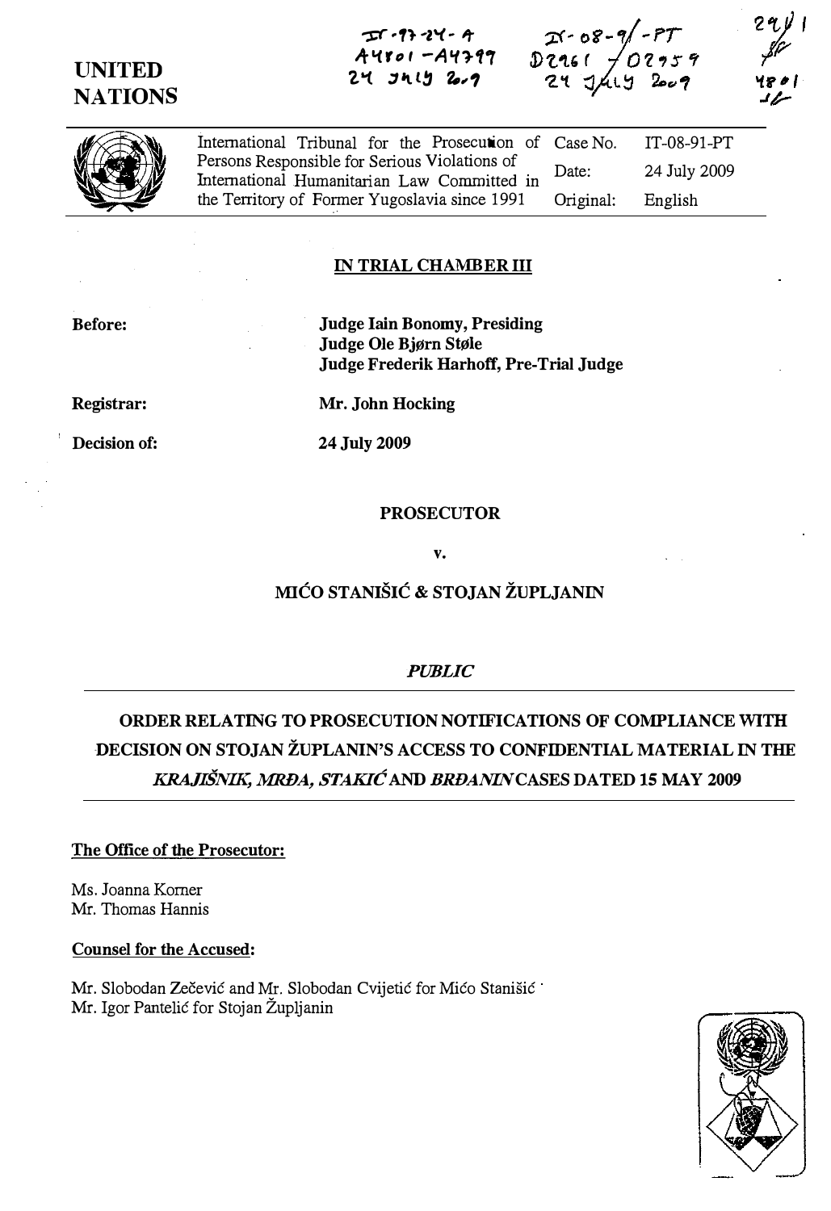IT-97-24-A
A4801 - A4799
24 July 2009

IT-08-91-PT
D2961 / D2959
24 July 2009

# UNITED NATIONS

| International Tribunal for the Prosecution of Persons Responsible for Serious Violations of International Humanitarian Law Committed in the Territory of Former Yugoslavia since 1991 | Case No. | IT-08-91-PT |
|---|---|---|
| | Date: | 24 July 2009 |
| | Original: | English |

## IN TRIAL CHAMBER III

**Before:** **Judge Iain Bonomy, Presiding**
**Judge Ole Bjørn Støle**
**Judge Frederik Harhoff, Pre-Trial Judge**

**Registrar:** **Mr. John Hocking**

**Decision of:** **24 July 2009**

**PROSECUTOR**

**v.**

**MIĆO STANIŠIĆ & STOJAN ŽUPLJANIN**

***PUBLIC***

## ORDER RELATING TO PROSECUTION NOTIFICATIONS OF COMPLIANCE WITH DECISION ON STOJAN ŽUPLANIN'S ACCESS TO CONFIDENTIAL MATERIAL IN THE *KRAJIŠNIK, MRĐA, STAKIĆ* AND *BRĐANIN* CASES DATED 15 MAY 2009

**The Office of the Prosecutor:**

Ms. Joanna Korner
Mr. Thomas Hannis

**Counsel for the Accused:**

Mr. Slobodan Zečević and Mr. Slobodan Cvijetić for Mićo Stanišić
Mr. Igor Pantelić for Stojan Župljanin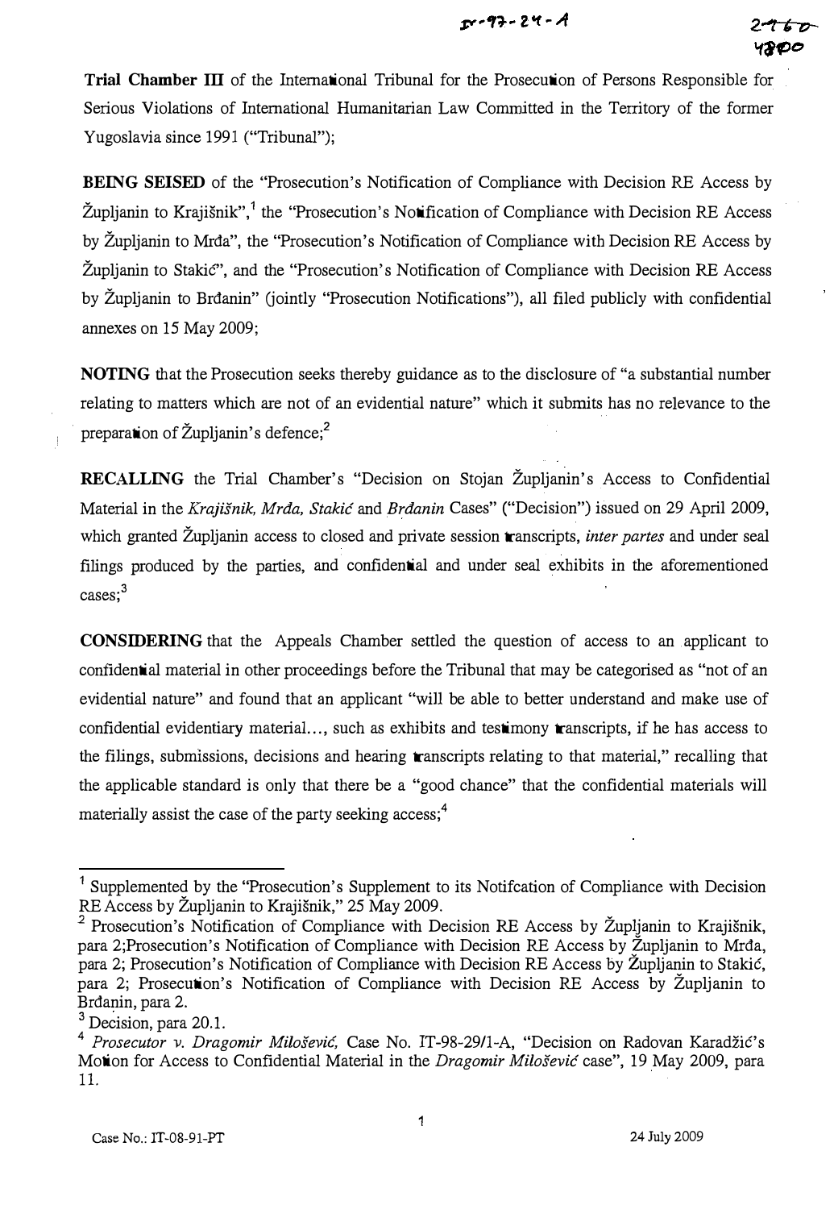**Trial Chamber III** of the International Tribunal for the Prosecution of Persons Responsible for Serious Violations of International Humanitarian Law Committed in the Territory of the former Yugoslavia since 1991 ("Tribunal");

**BEING SEISED** of the "Prosecution's Notification of Compliance with Decision RE Access by Župljanin to Krajišnik",[1] the "Prosecution's Notification of Compliance with Decision RE Access by Župljanin to Mrđa", the "Prosecution's Notification of Compliance with Decision RE Access by Župljanin to Stakić", and the "Prosecution's Notification of Compliance with Decision RE Access by Župljanin to Brđanin" (jointly "Prosecution Notifications"), all filed publicly with confidential annexes on 15 May 2009;

**NOTING** that the Prosecution seeks thereby guidance as to the disclosure of "a substantial number relating to matters which are not of an evidential nature" which it submits has no relevance to the preparation of Župljanin's defence;[2]

**RECALLING** the Trial Chamber's "Decision on Stojan Župljanin's Access to Confidential Material in the *Krajišnik, Mrđa, Stakić* and *Brđanin* Cases" ("Decision") issued on 29 April 2009, which granted Župljanin access to closed and private session transcripts, *inter partes* and under seal filings produced by the parties, and confidential and under seal exhibits in the aforementioned cases;[3]

**CONSIDERING** that the Appeals Chamber settled the question of access to an applicant to confidential material in other proceedings before the Tribunal that may be categorised as "not of an evidential nature" and found that an applicant "will be able to better understand and make use of confidential evidentiary material..., such as exhibits and testimony transcripts, if he has access to the filings, submissions, decisions and hearing transcripts relating to that material," recalling that the applicable standard is only that there be a "good chance" that the confidential materials will materially assist the case of the party seeking access;[4]

---

[1] Supplemented by the "Prosecution's Supplement to its Notifcation of Compliance with Decision RE Access by Župljanin to Krajišnik," 25 May 2009.

[2] Prosecution's Notification of Compliance with Decision RE Access by Župljanin to Krajišnik, para 2;Prosecution's Notification of Compliance with Decision RE Access by Župljanin to Mrđa, para 2; Prosecution's Notification of Compliance with Decision RE Access by Župljanin to Stakić, para 2; Prosecution's Notification of Compliance with Decision RE Access by Župljanin to Brđanin, para 2.

[3] Decision, para 20.1.

[4] *Prosecutor v. Dragomir Milošević*, Case No. IT-98-29/1-A, "Decision on Radovan Karadžić's Motion for Access to Confidential Material in the *Dragomir Milošević* case", 19 May 2009, para 11.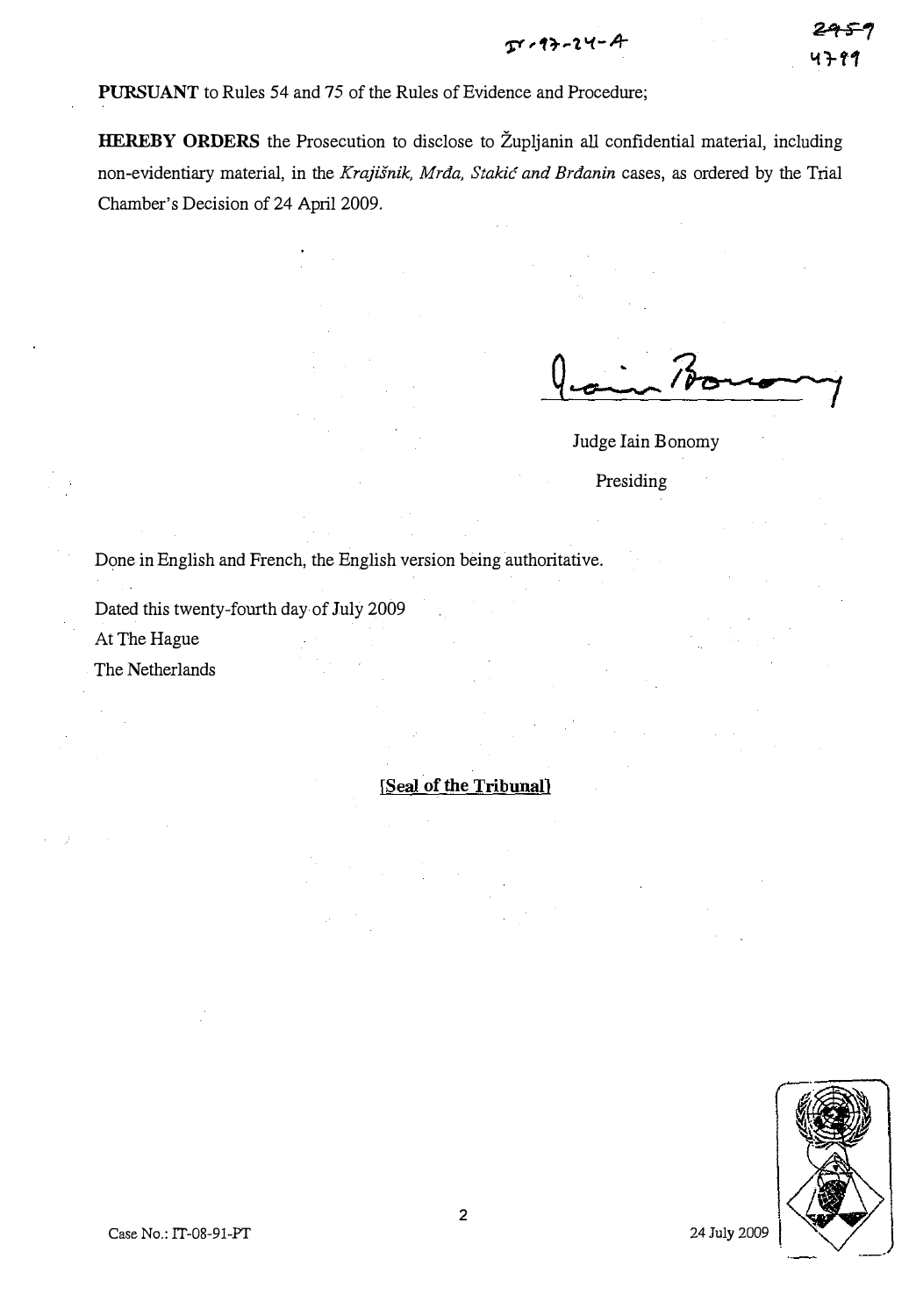**PURSUANT** to Rules 54 and 75 of the Rules of Evidence and Procedure;

**HEREBY ORDERS** the Prosecution to disclose to Župljanin all confidential material, including non-evidentiary material, in the *Krajišnik, Mrđa, Stakić and Brđanin* cases, as ordered by the Trial Chamber's Decision of 24 April 2009.

Judge Iain Bonomy

Presiding

Done in English and French, the English version being authoritative.

Dated this twenty-fourth day of July 2009

At The Hague

The Netherlands

[Seal of the Tribunal]